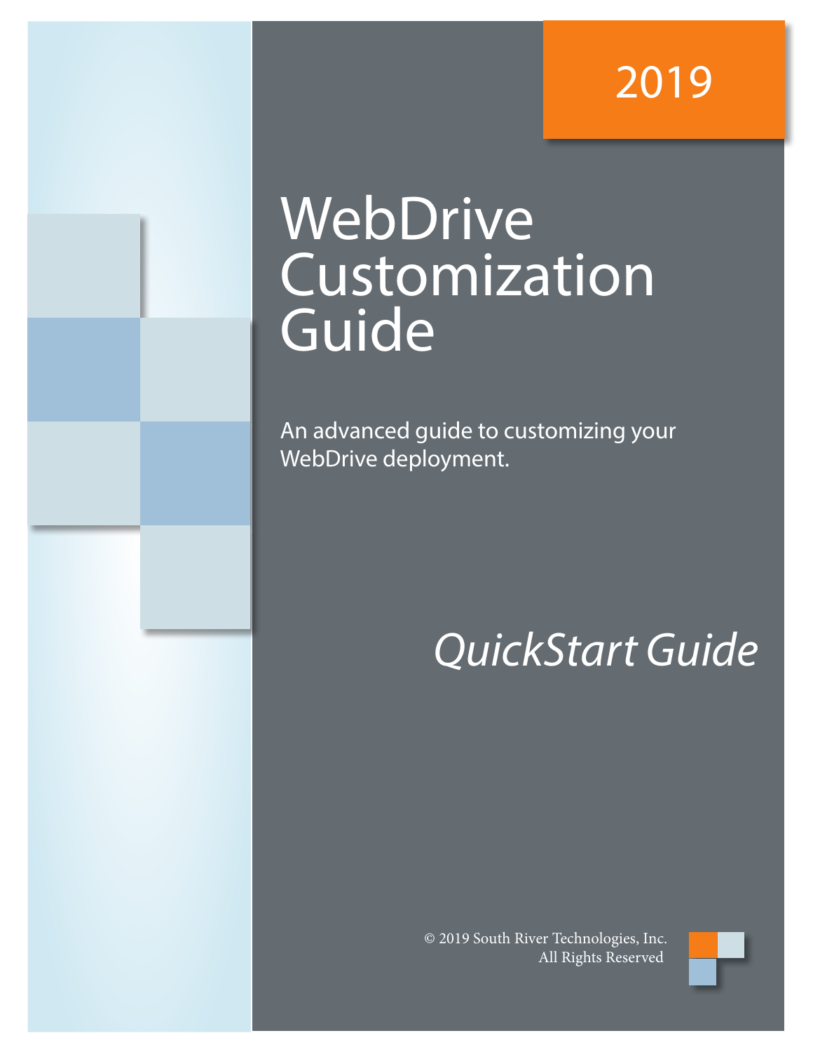2019

# WebDrive Customization Guide

An advanced guide to customizing your WebDrive deployment.

*QuickStart Guide*

© 2019 South River Technologies, Inc.
All Rights Reserved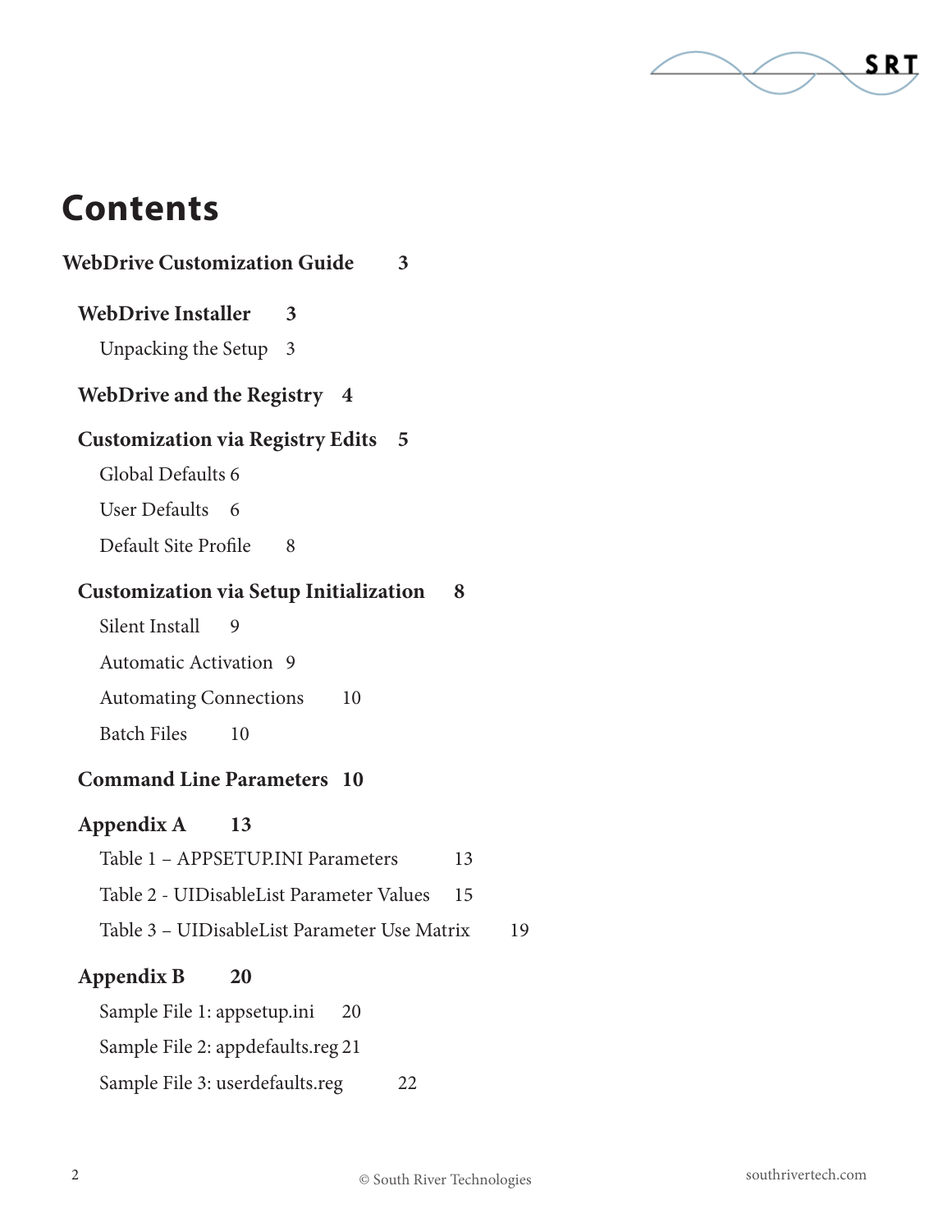# Contents

**WebDrive Customization Guide 3**

**WebDrive Installer 3**

Unpacking the Setup 3

**WebDrive and the Registry 4**

**Customization via Registry Edits 5**

Global Defaults 6

User Defaults 6

Default Site Profile 8

**Customization via Setup Initialization 8**

Silent Install 9

Automatic Activation 9

Automating Connections 10

Batch Files 10

**Command Line Parameters 10**

**Appendix A 13**

Table 1 – APPSETUP.INI Parameters 13

Table 2 - UIDisableList Parameter Values 15

Table 3 – UIDisableList Parameter Use Matrix 19

**Appendix B 20**

Sample File 1: appsetup.ini 20

Sample File 2: appdefaults.reg 21

Sample File 3: userdefaults.reg 22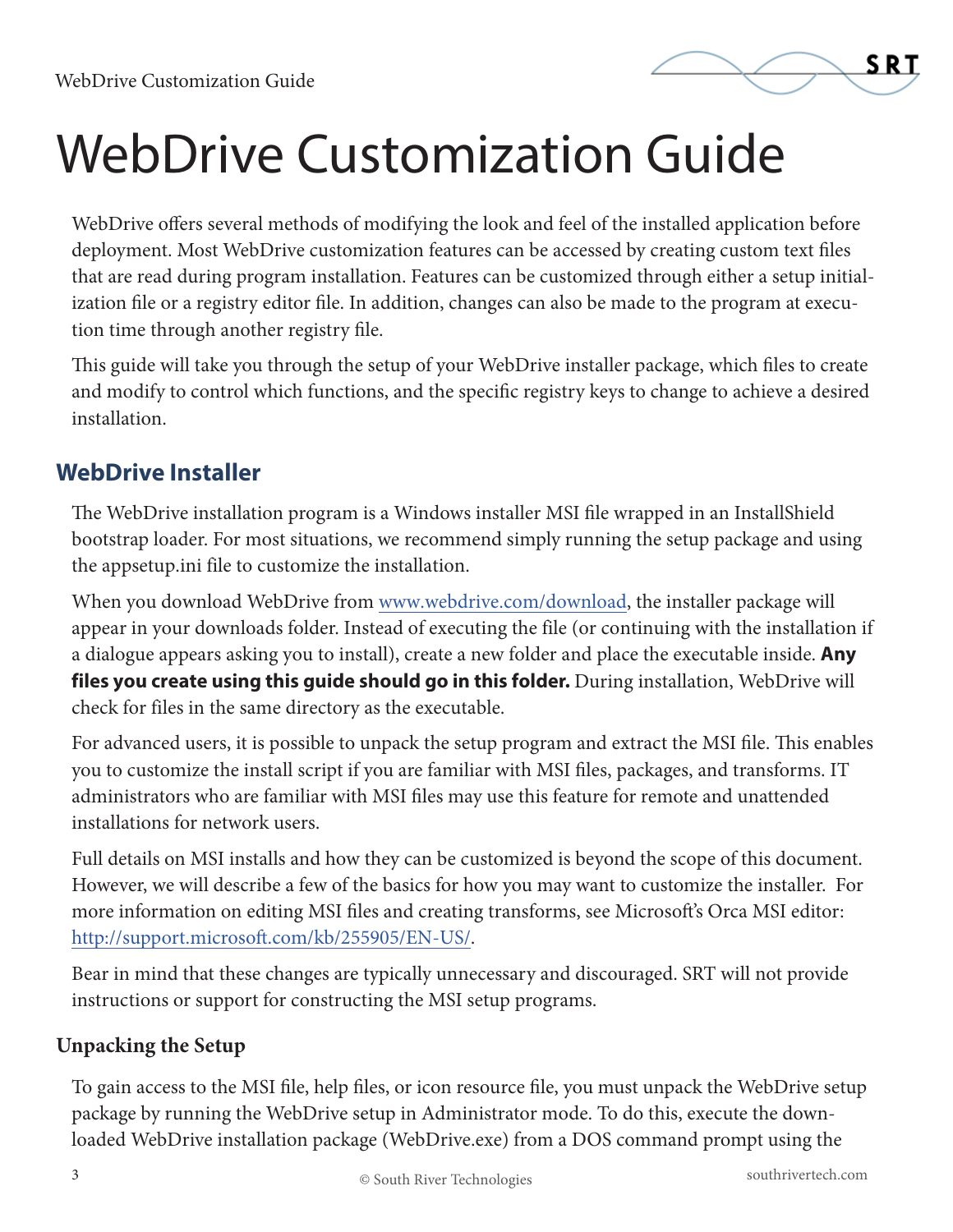# WebDrive Customization Guide

WebDrive offers several methods of modifying the look and feel of the installed application before deployment. Most WebDrive customization features can be accessed by creating custom text files that are read during program installation. Features can be customized through either a setup initialization file or a registry editor file. In addition, changes can also be made to the program at execution time through another registry file.

This guide will take you through the setup of your WebDrive installer package, which files to create and modify to control which functions, and the specific registry keys to change to achieve a desired installation.

## WebDrive Installer

The WebDrive installation program is a Windows installer MSI file wrapped in an InstallShield bootstrap loader. For most situations, we recommend simply running the setup package and using the appsetup.ini file to customize the installation.

When you download WebDrive from [www.webdrive.com/download](www.webdrive.com/download), the installer package will appear in your downloads folder. Instead of executing the file (or continuing with the installation if a dialogue appears asking you to install), create a new folder and place the executable inside. **Any files you create using this guide should go in this folder.** During installation, WebDrive will check for files in the same directory as the executable.

For advanced users, it is possible to unpack the setup program and extract the MSI file. This enables you to customize the install script if you are familiar with MSI files, packages, and transforms. IT administrators who are familiar with MSI files may use this feature for remote and unattended installations for network users.

Full details on MSI installs and how they can be customized is beyond the scope of this document. However, we will describe a few of the basics for how you may want to customize the installer. For more information on editing MSI files and creating transforms, see Microsoft's Orca MSI editor: [http://support.microsoft.com/kb/255905/EN-US/](http://support.microsoft.com/kb/255905/EN-US/).

Bear in mind that these changes are typically unnecessary and discouraged. SRT will not provide instructions or support for constructing the MSI setup programs.

### Unpacking the Setup

To gain access to the MSI file, help files, or icon resource file, you must unpack the WebDrive setup package by running the WebDrive setup in Administrator mode. To do this, execute the downloaded WebDrive installation package (WebDrive.exe) from a DOS command prompt using the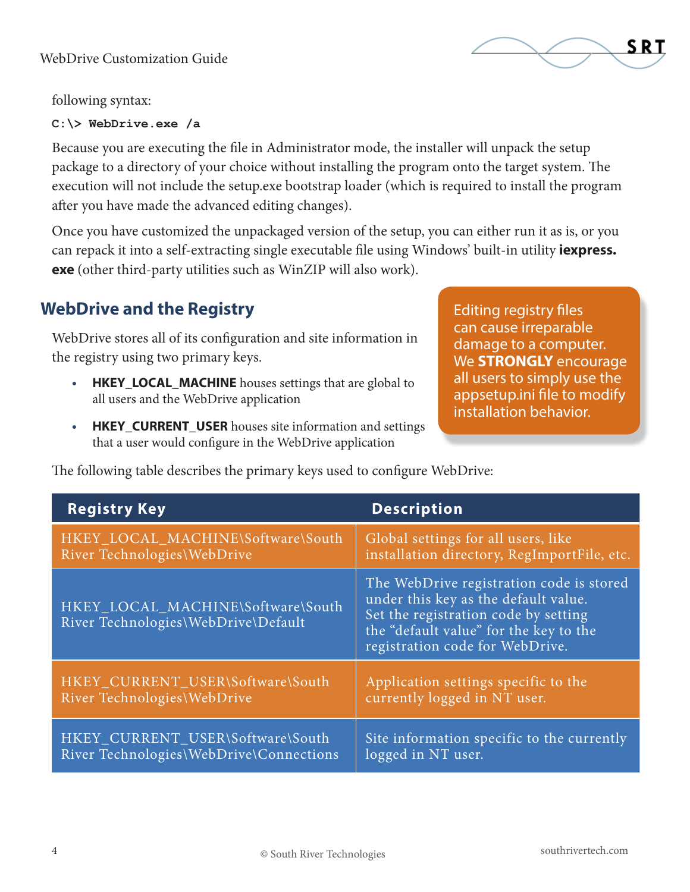following syntax:

```
C:\> WebDrive.exe /a
```

Because you are executing the file in Administrator mode, the installer will unpack the setup package to a directory of your choice without installing the program onto the target system. The execution will not include the setup.exe bootstrap loader (which is required to install the program after you have made the advanced editing changes).

Once you have customized the unpackaged version of the setup, you can either run it as is, or you can repack it into a self-extracting single executable file using Windows' built-in utility **iexpress.exe** (other third-party utilities such as WinZIP will also work).

## WebDrive and the Registry

WebDrive stores all of its configuration and site information in the registry using two primary keys.

- **HKEY_LOCAL_MACHINE** houses settings that are global to all users and the WebDrive application
- **HKEY_CURRENT_USER** houses site information and settings that a user would configure in the WebDrive application

Editing registry files can cause irreparable damage to a computer. We **STRONGLY** encourage all users to simply use the appsetup.ini file to modify installation behavior.

The following table describes the primary keys used to configure WebDrive:

| Registry Key | Description |
|---|---|
| HKEY_LOCAL_MACHINE\Software\South River Technologies\WebDrive | Global settings for all users, like installation directory, RegImportFile, etc. |
| HKEY_LOCAL_MACHINE\Software\South River Technologies\WebDrive\Default | The WebDrive registration code is stored under this key as the default value. Set the registration code by setting the "default value" for the key to the registration code for WebDrive. |
| HKEY_CURRENT_USER\Software\South River Technologies\WebDrive | Application settings specific to the currently logged in NT user. |
| HKEY_CURRENT_USER\Software\South River Technologies\WebDrive\Connections | Site information specific to the currently logged in NT user. |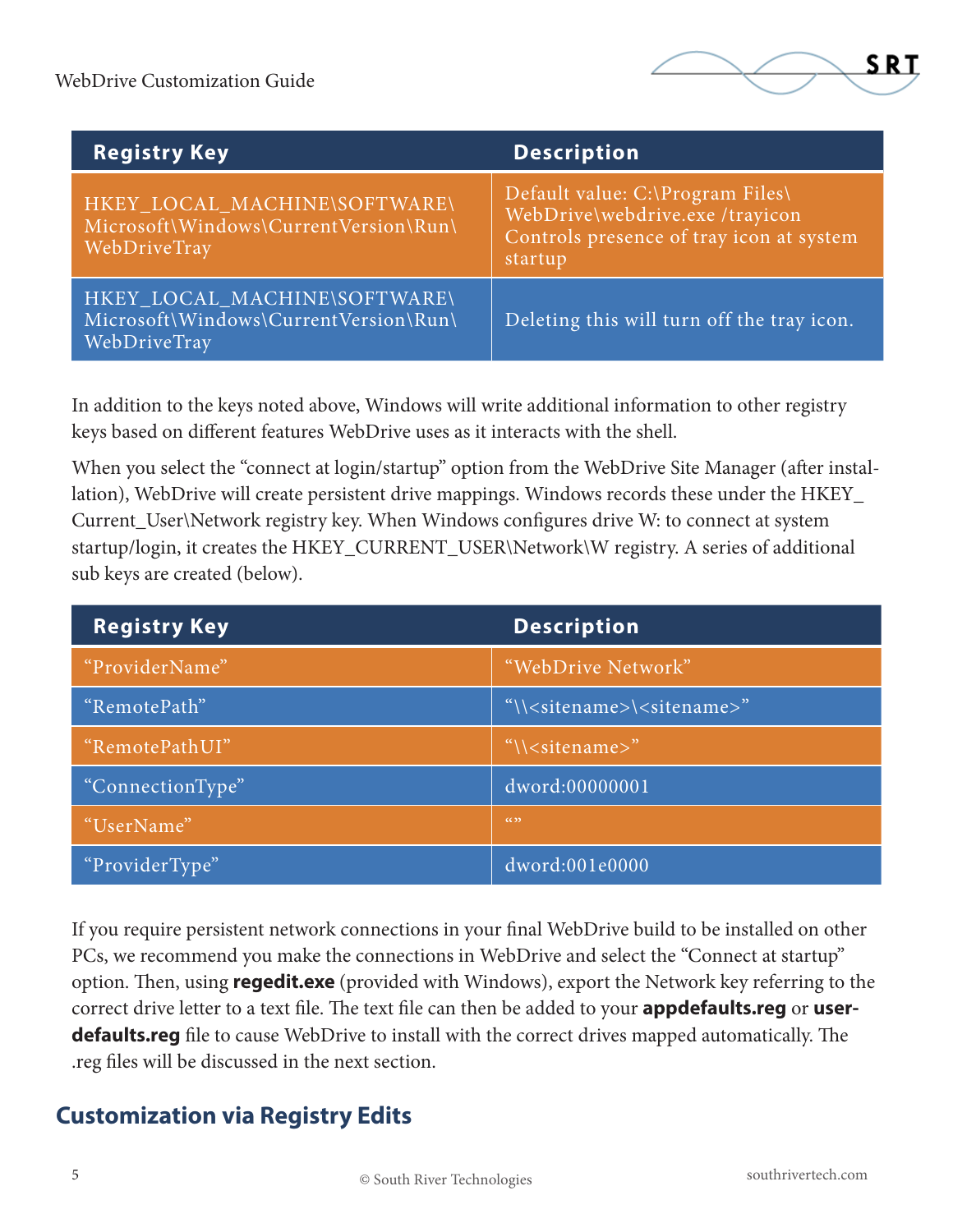| Registry Key | Description |
| --- | --- |
| HKEY_LOCAL_MACHINE\SOFTWARE\Microsoft\Windows\CurrentVersion\Run\WebDriveTray | Default value: C:\Program Files\WebDrive\webdrive.exe /trayicon Controls presence of tray icon at system startup |
| HKEY_LOCAL_MACHINE\SOFTWARE\Microsoft\Windows\CurrentVersion\Run\WebDriveTray | Deleting this will turn off the tray icon. |

In addition to the keys noted above, Windows will write additional information to other registry keys based on different features WebDrive uses as it interacts with the shell.

When you select the "connect at login/startup" option from the WebDrive Site Manager (after installation), WebDrive will create persistent drive mappings. Windows records these under the HKEY_Current_User\Network registry key. When Windows configures drive W: to connect at system startup/login, it creates the HKEY_CURRENT_USER\Network\W registry. A series of additional sub keys are created (below).

| Registry Key | Description |
| --- | --- |
| "ProviderName" | "WebDrive Network" |
| "RemotePath" | "\\<sitename>\<sitename>" |
| "RemotePathUI" | "\\<sitename>" |
| "ConnectionType" | dword:00000001 |
| "UserName" | "" |
| "ProviderType" | dword:001e0000 |

If you require persistent network connections in your final WebDrive build to be installed on other PCs, we recommend you make the connections in WebDrive and select the "Connect at startup" option. Then, using **regedit.exe** (provided with Windows), export the Network key referring to the correct drive letter to a text file. The text file can then be added to your **appdefaults.reg** or **userdefaults.reg** file to cause WebDrive to install with the correct drives mapped automatically. The .reg files will be discussed in the next section.

## Customization via Registry Edits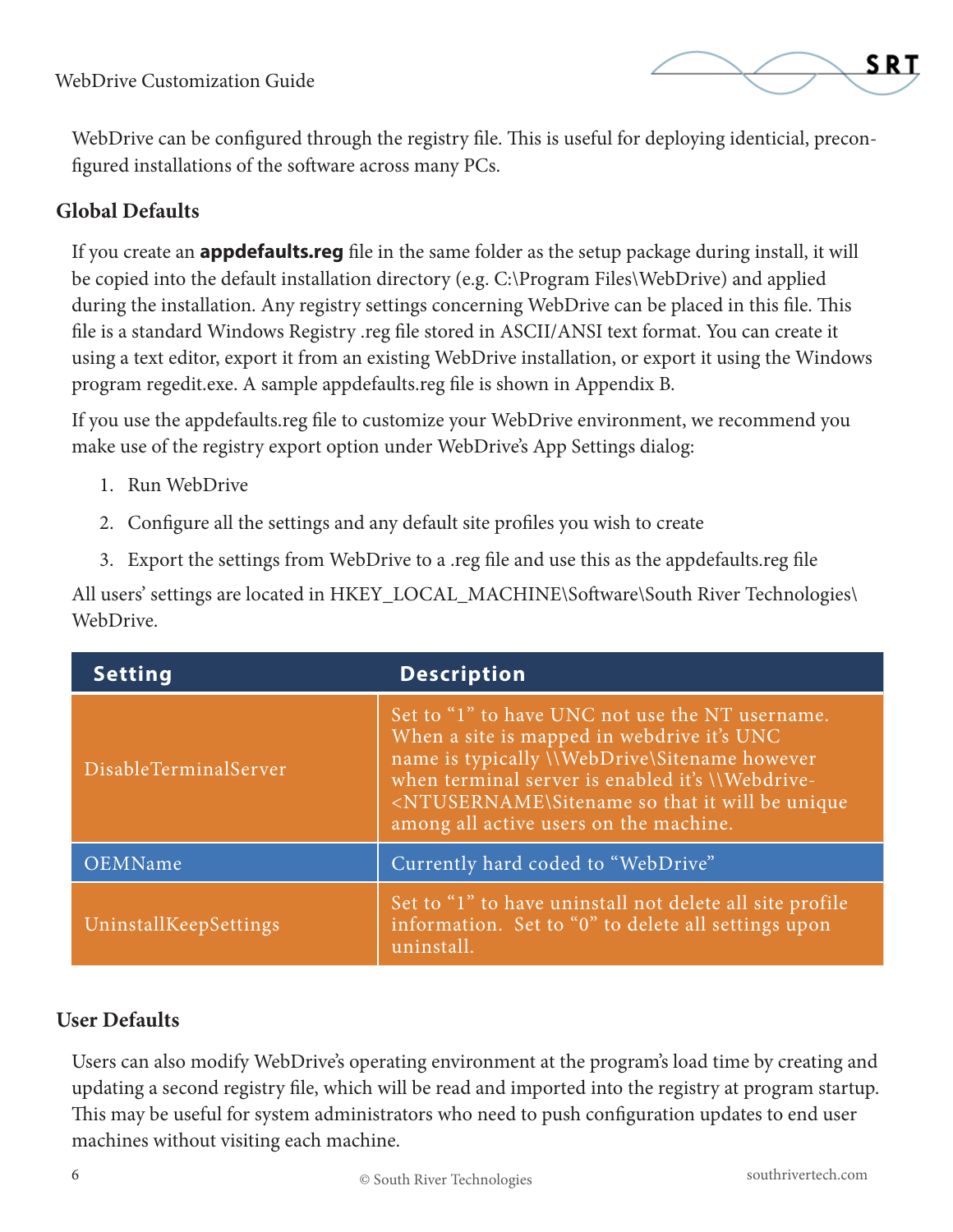WebDrive can be configured through the registry file. This is useful for deploying identicial, preconfigured installations of the software across many PCs.

## Global Defaults

If you create an **appdefaults.reg** file in the same folder as the setup package during install, it will be copied into the default installation directory (e.g. C:\Program Files\WebDrive) and applied during the installation. Any registry settings concerning WebDrive can be placed in this file. This file is a standard Windows Registry .reg file stored in ASCII/ANSI text format. You can create it using a text editor, export it from an existing WebDrive installation, or export it using the Windows program regedit.exe. A sample appdefaults.reg file is shown in Appendix B.

If you use the appdefaults.reg file to customize your WebDrive environment, we recommend you make use of the registry export option under WebDrive's App Settings dialog:

1. Run WebDrive
2. Configure all the settings and any default site profiles you wish to create
3. Export the settings from WebDrive to a .reg file and use this as the appdefaults.reg file

All users' settings are located in HKEY_LOCAL_MACHINE\Software\South River Technologies\WebDrive.

| Setting | Description |
|---|---|
| DisableTerminalServer | Set to "1" to have UNC not use the NT username. When a site is mapped in webdrive it's UNC name is typically \\WebDrive\Sitename however when terminal server is enabled it's \\Webdrive-<NTUSERNAME\Sitename so that it will be unique among all active users on the machine. |
| OEMName | Currently hard coded to "WebDrive" |
| UninstallKeepSettings | Set to "1" to have uninstall not delete all site profile information. Set to "0" to delete all settings upon uninstall. |

## User Defaults

Users can also modify WebDrive's operating environment at the program's load time by creating and updating a second registry file, which will be read and imported into the registry at program startup. This may be useful for system administrators who need to push configuration updates to end user machines without visiting each machine.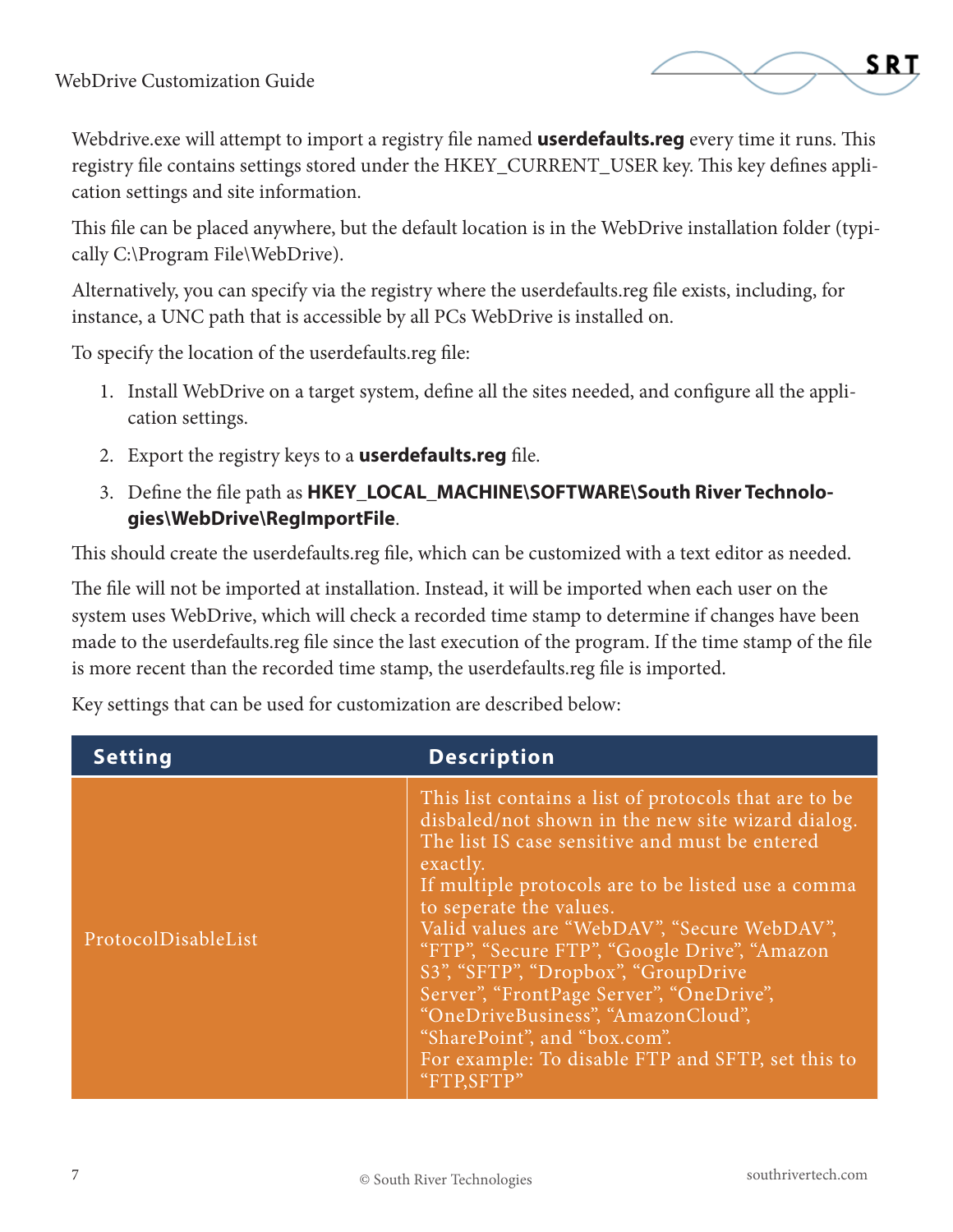Webdrive.exe will attempt to import a registry file named **userdefaults.reg** every time it runs. This registry file contains settings stored under the HKEY_CURRENT_USER key. This key defines application settings and site information.

This file can be placed anywhere, but the default location is in the WebDrive installation folder (typically C:\Program File\WebDrive).

Alternatively, you can specify via the registry where the userdefaults.reg file exists, including, for instance, a UNC path that is accessible by all PCs WebDrive is installed on.

To specify the location of the userdefaults.reg file:

1. Install WebDrive on a target system, define all the sites needed, and configure all the application settings.
2. Export the registry keys to a **userdefaults.reg** file.
3. Define the file path as **HKEY_LOCAL_MACHINE\SOFTWARE\South River Technologies\WebDrive\RegImportFile**.

This should create the userdefaults.reg file, which can be customized with a text editor as needed.

The file will not be imported at installation. Instead, it will be imported when each user on the system uses WebDrive, which will check a recorded time stamp to determine if changes have been made to the userdefaults.reg file since the last execution of the program. If the time stamp of the file is more recent than the recorded time stamp, the userdefaults.reg file is imported.

Key settings that can be used for customization are described below:

| Setting | Description |
| --- | --- |
| ProtocolDisableList | This list contains a list of protocols that are to be disbaled/not shown in the new site wizard dialog. The list IS case sensitive and must be entered exactly.<br>If multiple protocols are to be listed use a comma to seperate the values.<br>Valid values are "WebDAV", "Secure WebDAV", "FTP", "Secure FTP", "Google Drive", "Amazon S3", "SFTP", "Dropbox", "GroupDrive Server", "FrontPage Server", "OneDrive", "OneDriveBusiness", "AmazonCloud", "SharePoint", and "box.com".<br>For example: To disable FTP and SFTP, set this to "FTP,SFTP" |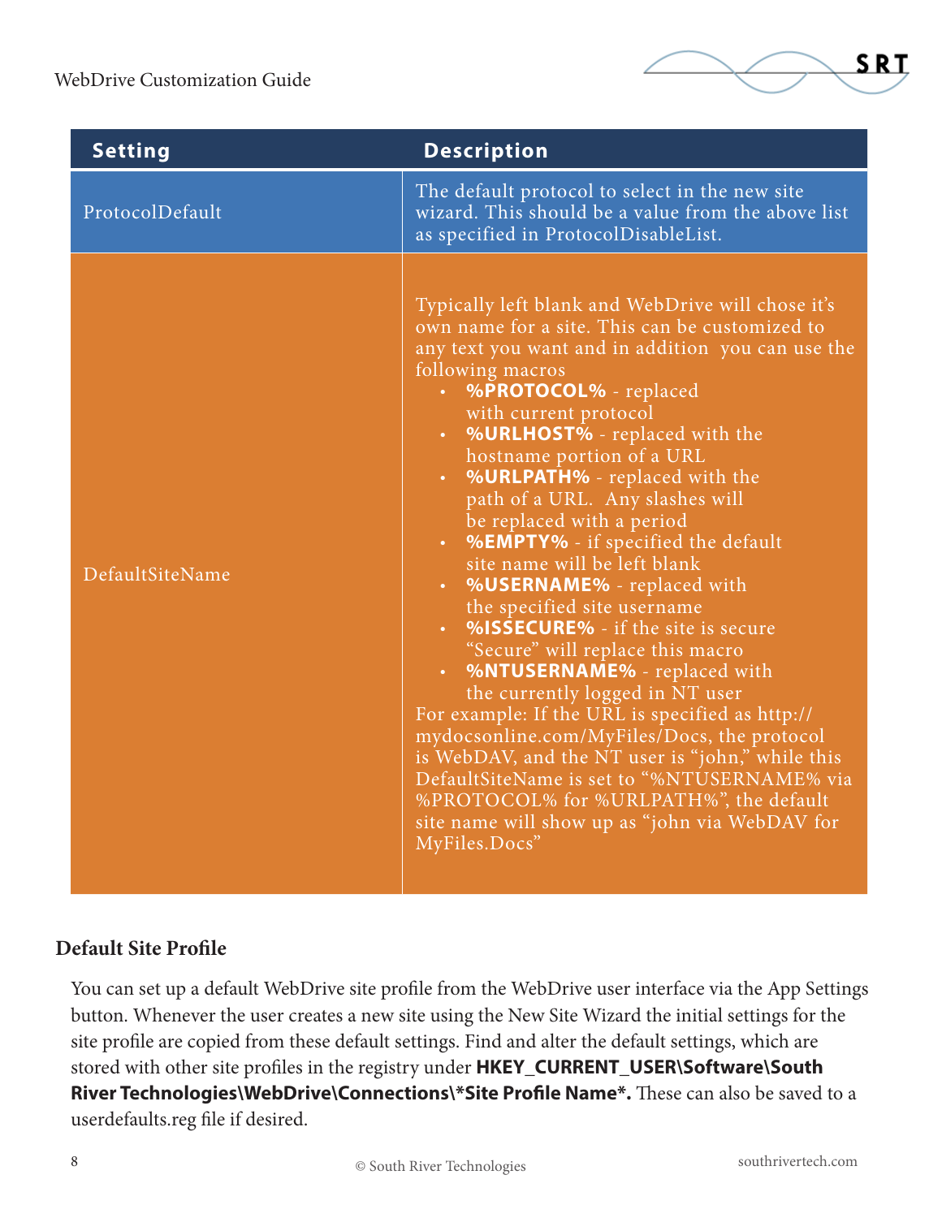| Setting | Description |
| --- | --- |
| ProtocolDefault | The default protocol to select in the new site wizard. This should be a value from the above list as specified in ProtocolDisableList. |
| DefaultSiteName | Typically left blank and WebDrive will chose it's own name for a site. This can be customized to any text you want and in addition you can use the following macros<br>• **%PROTOCOL%** - replaced with current protocol<br>• **%URLHOST%** - replaced with the hostname portion of a URL<br>• **%URLPATH%** - replaced with the path of a URL. Any slashes will be replaced with a period<br>• **%EMPTY%** - if specified the default site name will be left blank<br>• **%USERNAME%** - replaced with the specified site username<br>• **%ISSECURE%** - if the site is secure "Secure" will replace this macro<br>• **%NTUSERNAME%** - replaced with the currently logged in NT user<br>For example: If the URL is specified as http://mydocsonline.com/MyFiles/Docs, the protocol is WebDAV, and the NT user is "john," while this DefaultSiteName is set to "%NTUSERNAME% via %PROTOCOL% for %URLPATH%", the default site name will show up as "john via WebDAV for MyFiles.Docs" |

### Default Site Profile

You can set up a default WebDrive site profile from the WebDrive user interface via the App Settings button. Whenever the user creates a new site using the New Site Wizard the initial settings for the site profile are copied from these default settings. Find and alter the default settings, which are stored with other site profiles in the registry under **HKEY_CURRENT_USER\Software\South River Technologies\WebDrive\Connections\*Site Profile Name*.** These can also be saved to a userdefaults.reg file if desired.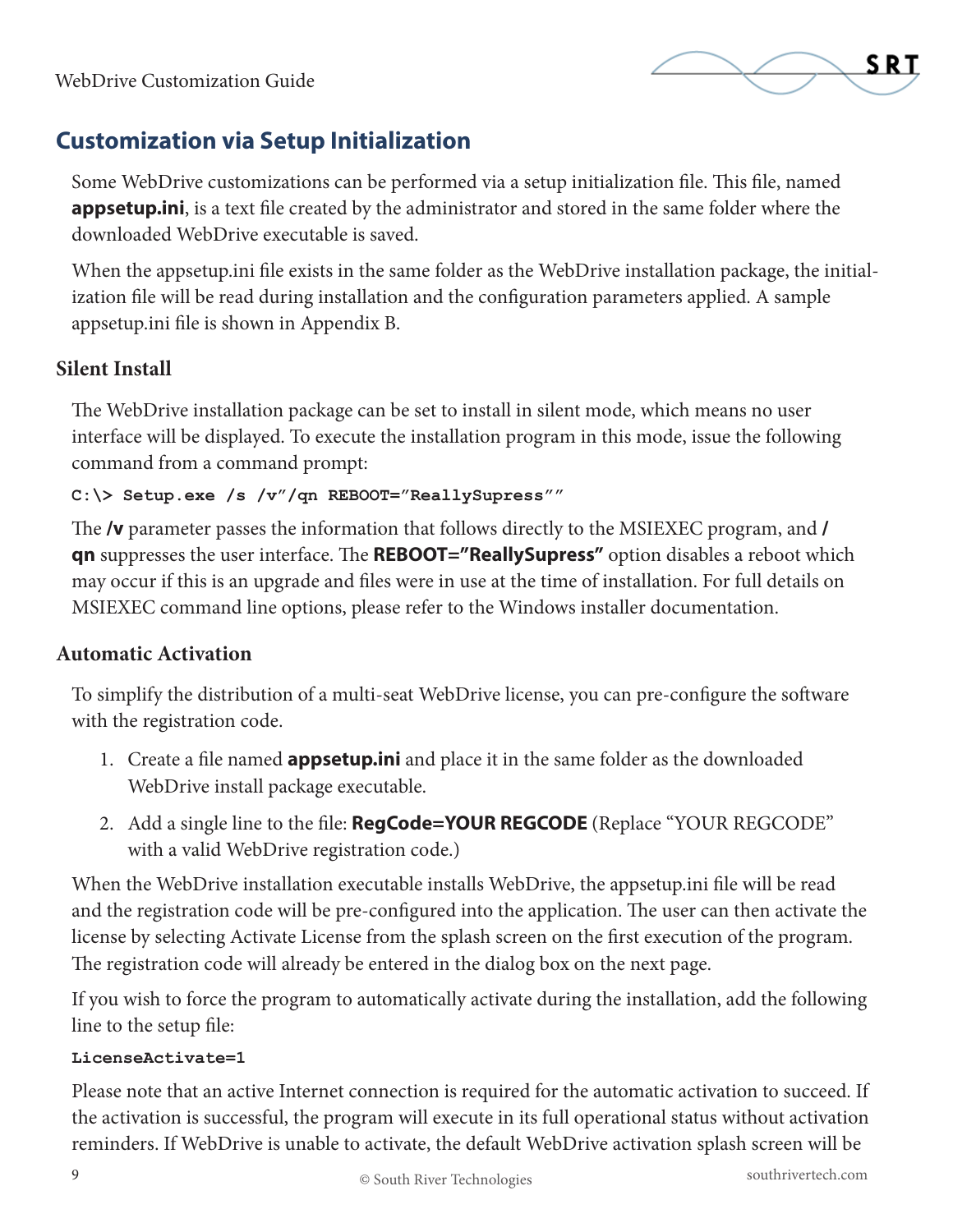## Customization via Setup Initialization

Some WebDrive customizations can be performed via a setup initialization file. This file, named **appsetup.ini**, is a text file created by the administrator and stored in the same folder where the downloaded WebDrive executable is saved.

When the appsetup.ini file exists in the same folder as the WebDrive installation package, the initialization file will be read during installation and the configuration parameters applied. A sample appsetup.ini file is shown in Appendix B.

### Silent Install

The WebDrive installation package can be set to install in silent mode, which means no user interface will be displayed. To execute the installation program in this mode, issue the following command from a command prompt:

```
C:\> Setup.exe /s /v"/qn REBOOT="ReallySupress""
```

The **/v** parameter passes the information that follows directly to the MSIEXEC program, and **/qn** suppresses the user interface. The **REBOOT="ReallySupress"** option disables a reboot which may occur if this is an upgrade and files were in use at the time of installation. For full details on MSIEXEC command line options, please refer to the Windows installer documentation.

### Automatic Activation

To simplify the distribution of a multi-seat WebDrive license, you can pre-configure the software with the registration code.

1. Create a file named **appsetup.ini** and place it in the same folder as the downloaded WebDrive install package executable.
2. Add a single line to the file: **RegCode=YOUR REGCODE** (Replace "YOUR REGCODE" with a valid WebDrive registration code.)

When the WebDrive installation executable installs WebDrive, the appsetup.ini file will be read and the registration code will be pre-configured into the application. The user can then activate the license by selecting Activate License from the splash screen on the first execution of the program. The registration code will already be entered in the dialog box on the next page.

If you wish to force the program to automatically activate during the installation, add the following line to the setup file:

```
LicenseActivate=1
```

Please note that an active Internet connection is required for the automatic activation to succeed. If the activation is successful, the program will execute in its full operational status without activation reminders. If WebDrive is unable to activate, the default WebDrive activation splash screen will be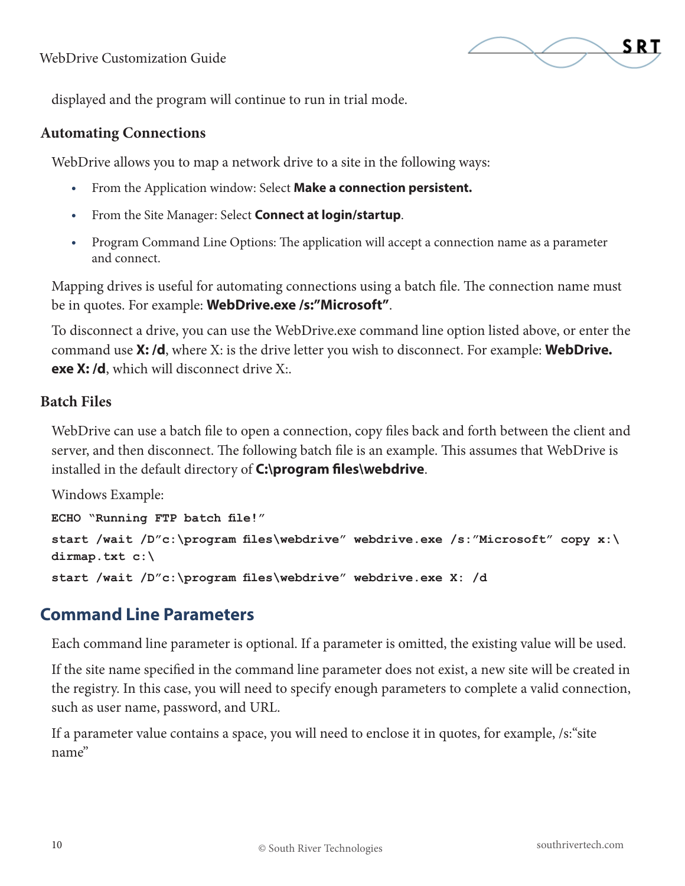displayed and the program will continue to run in trial mode.

### Automating Connections

WebDrive allows you to map a network drive to a site in the following ways:

- From the Application window: Select **Make a connection persistent.**
- From the Site Manager: Select **Connect at login/startup**.
- Program Command Line Options: The application will accept a connection name as a parameter and connect.

Mapping drives is useful for automating connections using a batch file. The connection name must be in quotes. For example: **WebDrive.exe /s:"Microsoft"**.

To disconnect a drive, you can use the WebDrive.exe command line option listed above, or enter the command use **X: /d**, where X: is the drive letter you wish to disconnect. For example: **WebDrive.exe X: /d**, which will disconnect drive X:.

### Batch Files

WebDrive can use a batch file to open a connection, copy files back and forth between the client and server, and then disconnect. The following batch file is an example. This assumes that WebDrive is installed in the default directory of **C:\program files\webdrive**.

Windows Example:

```
ECHO "Running FTP batch file!"
start /wait /D"c:\program files\webdrive" webdrive.exe /s:"Microsoft" copy x:\dirmap.txt c:\
start /wait /D"c:\program files\webdrive" webdrive.exe X: /d
```

## Command Line Parameters

Each command line parameter is optional. If a parameter is omitted, the existing value will be used.

If the site name specified in the command line parameter does not exist, a new site will be created in the registry. In this case, you will need to specify enough parameters to complete a valid connection, such as user name, password, and URL.

If a parameter value contains a space, you will need to enclose it in quotes, for example, /s:"site name"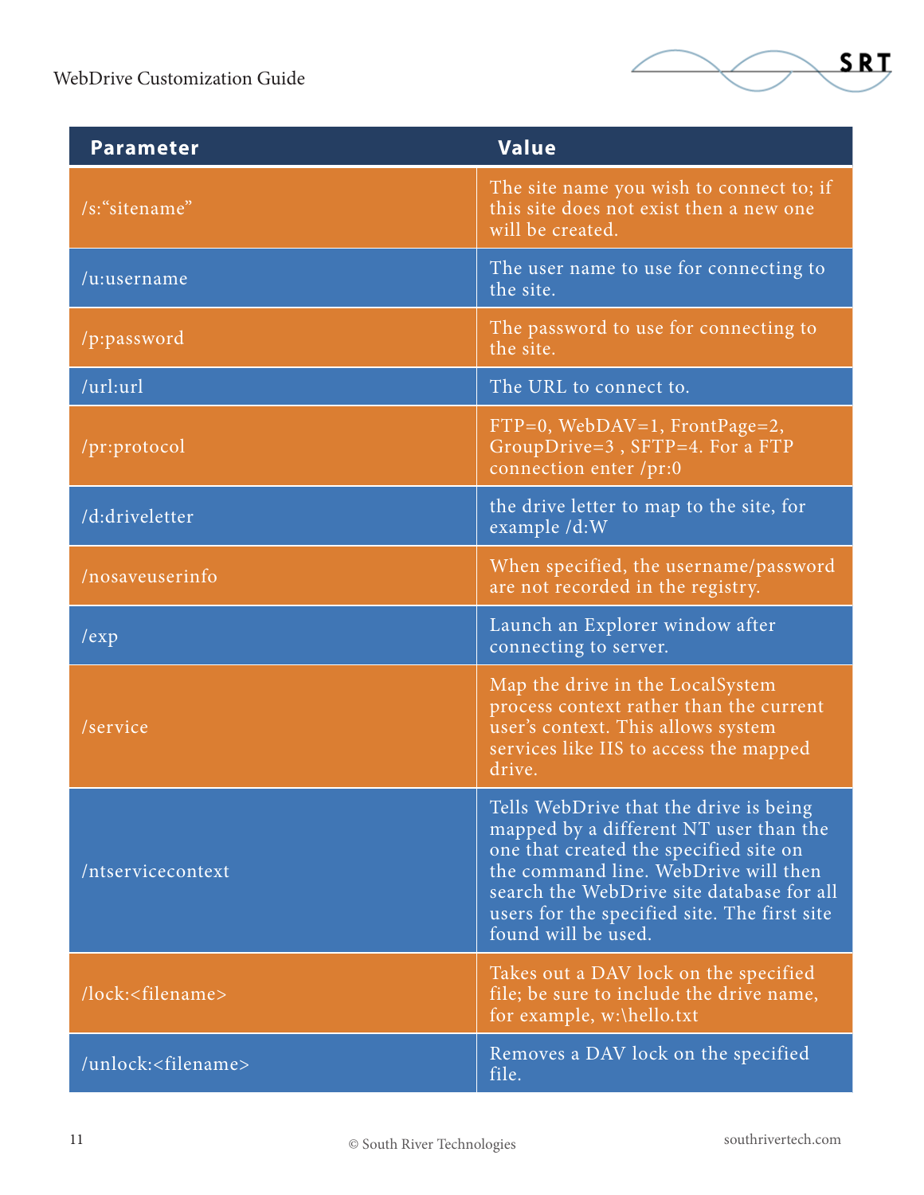| Parameter | Value |
|---|---|
| /s:"sitename" | The site name you wish to connect to; if this site does not exist then a new one will be created. |
| /u:username | The user name to use for connecting to the site. |
| /p:password | The password to use for connecting to the site. |
| /url:url | The URL to connect to. |
| /pr:protocol | FTP=0, WebDAV=1, FrontPage=2, GroupDrive=3 , SFTP=4. For a FTP connection enter /pr:0 |
| /d:driveletter | the drive letter to map to the site, for example /d:W |
| /nosaveuserinfo | When specified, the username/password are not recorded in the registry. |
| /exp | Launch an Explorer window after connecting to server. |
| /service | Map the drive in the LocalSystem process context rather than the current user's context. This allows system services like IIS to access the mapped drive. |
| /ntservicecontext | Tells WebDrive that the drive is being mapped by a different NT user than the one that created the specified site on the command line. WebDrive will then search the WebDrive site database for all users for the specified site. The first site found will be used. |
| /lock:<filename> | Takes out a DAV lock on the specified file; be sure to include the drive name, for example, w:\hello.txt |
| /unlock:<filename> | Removes a DAV lock on the specified file. |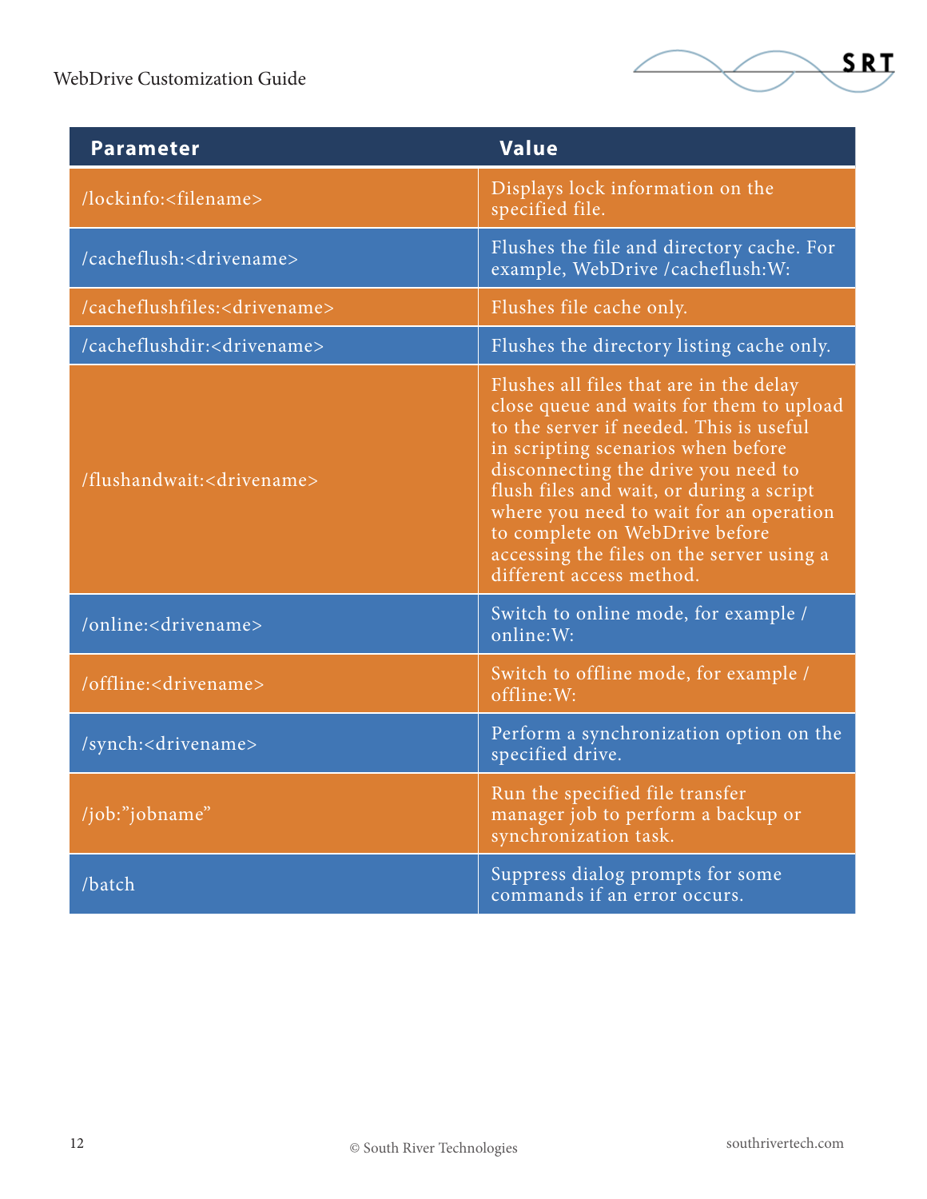| Parameter | Value |
| --- | --- |
| /lockinfo:<filename> | Displays lock information on the specified file. |
| /cacheflush:<drivename> | Flushes the file and directory cache. For example, WebDrive /cacheflush:W: |
| /cacheflushfiles:<drivename> | Flushes file cache only. |
| /cacheflushdir:<drivename> | Flushes the directory listing cache only. |
| /flushandwait:<drivename> | Flushes all files that are in the delay close queue and waits for them to upload to the server if needed. This is useful in scripting scenarios when before disconnecting the drive you need to flush files and wait, or during a script where you need to wait for an operation to complete on WebDrive before accessing the files on the server using a different access method. |
| /online:<drivename> | Switch to online mode, for example /online:W: |
| /offline:<drivename> | Switch to offline mode, for example /offline:W: |
| /synch:<drivename> | Perform a synchronization option on the specified drive. |
| /job:"jobname" | Run the specified file transfer manager job to perform a backup or synchronization task. |
| /batch | Suppress dialog prompts for some commands if an error occurs. |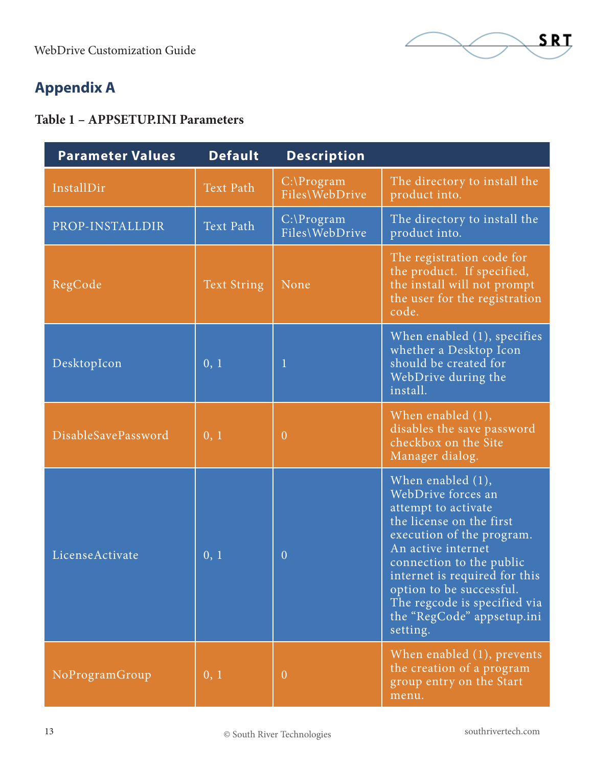## Appendix A

**Table 1 – APPSETUP.INI Parameters**

| Parameter Values | Default | Description | |
|---|---|---|---|
| InstallDir | Text Path | C:\Program Files\WebDrive | The directory to install the product into. |
| PROP-INSTALLDIR | Text Path | C:\Program Files\WebDrive | The directory to install the product into. |
| RegCode | Text String | None | The registration code for the product. If specified, the install will not prompt the user for the registration code. |
| DesktopIcon | 0, 1 | 1 | When enabled (1), specifies whether a Desktop Icon should be created for WebDrive during the install. |
| DisableSavePassword | 0, 1 | 0 | When enabled (1), disables the save password checkbox on the Site Manager dialog. |
| LicenseActivate | 0, 1 | 0 | When enabled (1), WebDrive forces an attempt to activate the license on the first execution of the program. An active internet connection to the public internet is required for this option to be successful. The regcode is specified via the "RegCode" appsetup.ini setting. |
| NoProgramGroup | 0, 1 | 0 | When enabled (1), prevents the creation of a program group entry on the Start menu. |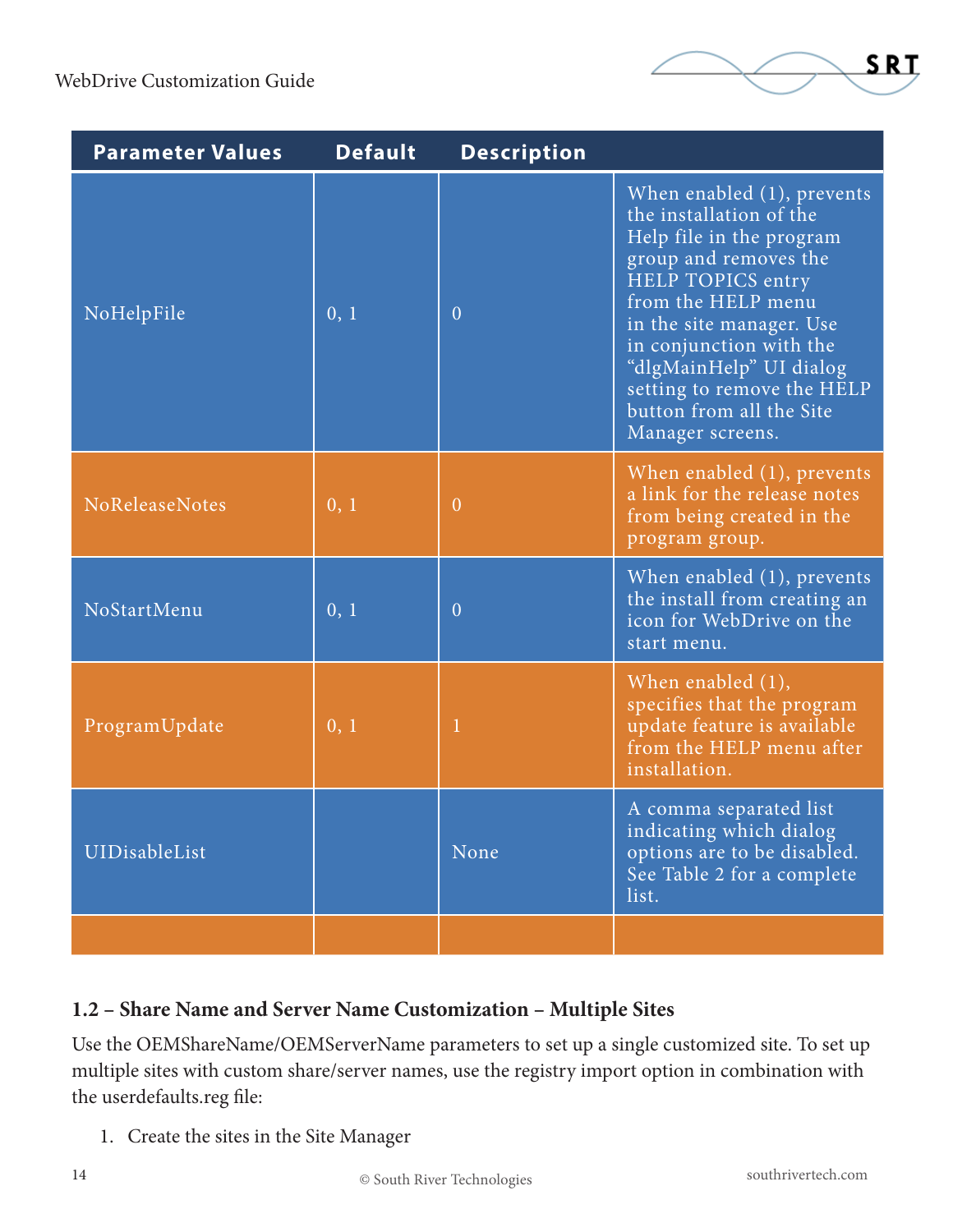| Parameter Values | Default | Description | |
|---|---|---|---|
| NoHelpFile | 0, 1 | 0 | When enabled (1), prevents the installation of the Help file in the program group and removes the HELP TOPICS entry from the HELP menu in the site manager. Use in conjunction with the "dlgMainHelp" UI dialog setting to remove the HELP button from all the Site Manager screens. |
| NoReleaseNotes | 0, 1 | 0 | When enabled (1), prevents a link for the release notes from being created in the program group. |
| NoStartMenu | 0, 1 | 0 | When enabled (1), prevents the install from creating an icon for WebDrive on the start menu. |
| ProgramUpdate | 0, 1 | 1 | When enabled (1), specifies that the program update feature is available from the HELP menu after installation. |
| UIDisableList | | None | A comma separated list indicating which dialog options are to be disabled. See Table 2 for a complete list. |
| | | | |

### 1.2 – Share Name and Server Name Customization – Multiple Sites

Use the OEMShareName/OEMServerName parameters to set up a single customized site. To set up multiple sites with custom share/server names, use the registry import option in combination with the userdefaults.reg file:

1. Create the sites in the Site Manager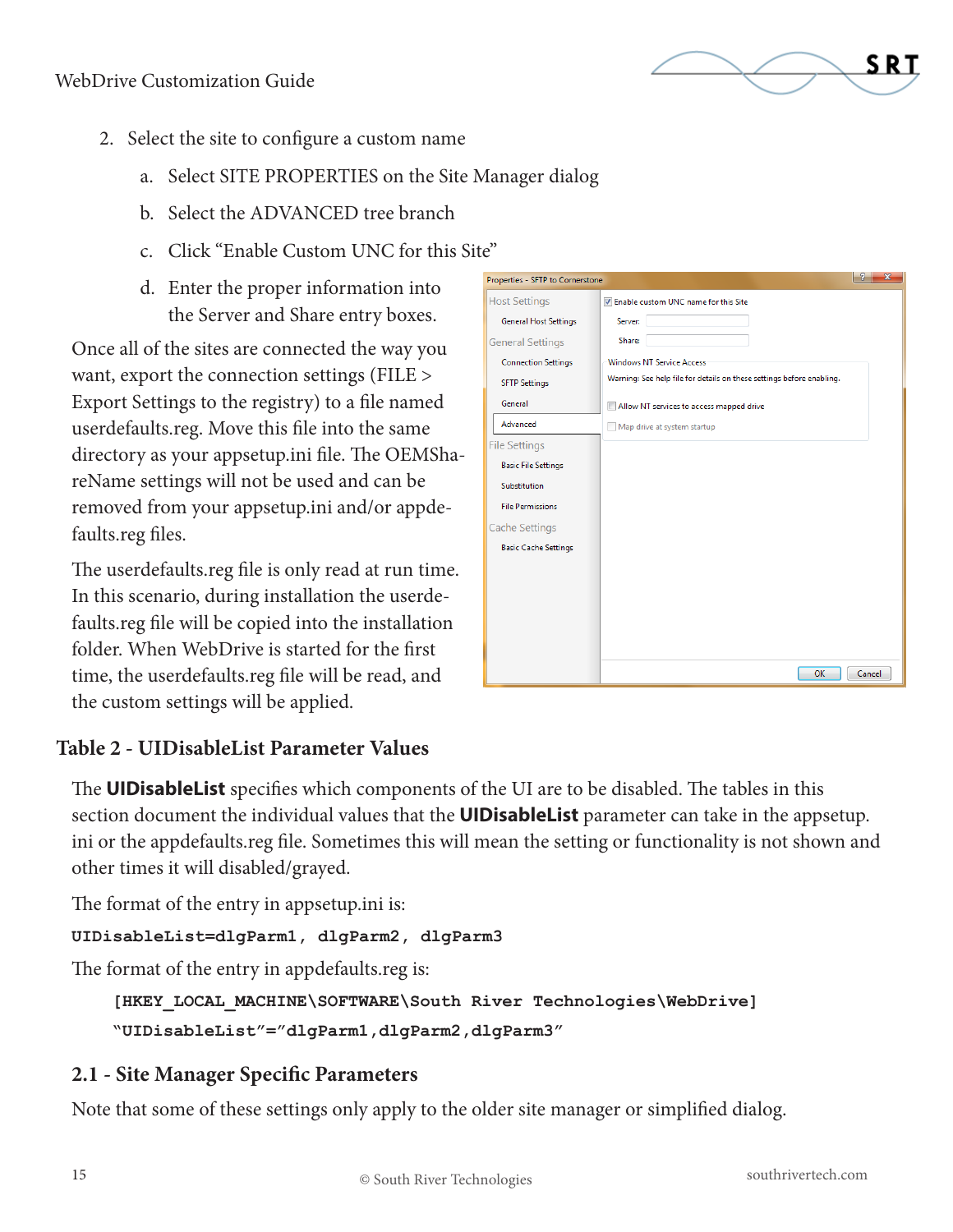2. Select the site to configure a custom name

   a. Select SITE PROPERTIES on the Site Manager dialog

   b. Select the ADVANCED tree branch

   c. Click “Enable Custom UNC for this Site”

   d. Enter the proper information into the Server and Share entry boxes.

Once all of the sites are connected the way you want, export the connection settings (FILE > Export Settings to the registry) to a file named userdefaults.reg. Move this file into the same directory as your appsetup.ini file. The OEMShareName settings will not be used and can be removed from your appsetup.ini and/or appdefaults.reg files.

The userdefaults.reg file is only read at run time. In this scenario, during installation the userdefaults.reg file will be copied into the installation folder. When WebDrive is started for the first time, the userdefaults.reg file will be read, and the custom settings will be applied.

## Table 2 - UIDisableList Parameter Values

The **UIDisableList** specifies which components of the UI are to be disabled. The tables in this section document the individual values that the **UIDisableList** parameter can take in the appsetup.ini or the appdefaults.reg file. Sometimes this will mean the setting or functionality is not shown and other times it will disabled/grayed.

The format of the entry in appsetup.ini is:

```
UIDisableList=dlgParm1, dlgParm2, dlgParm3
```

The format of the entry in appdefaults.reg is:

```
[HKEY_LOCAL_MACHINE\SOFTWARE\South River Technologies\WebDrive]
"UIDisableList"="dlgParm1,dlgParm2,dlgParm3"
```

### 2.1 - Site Manager Specific Parameters

Note that some of these settings only apply to the older site manager or simplified dialog.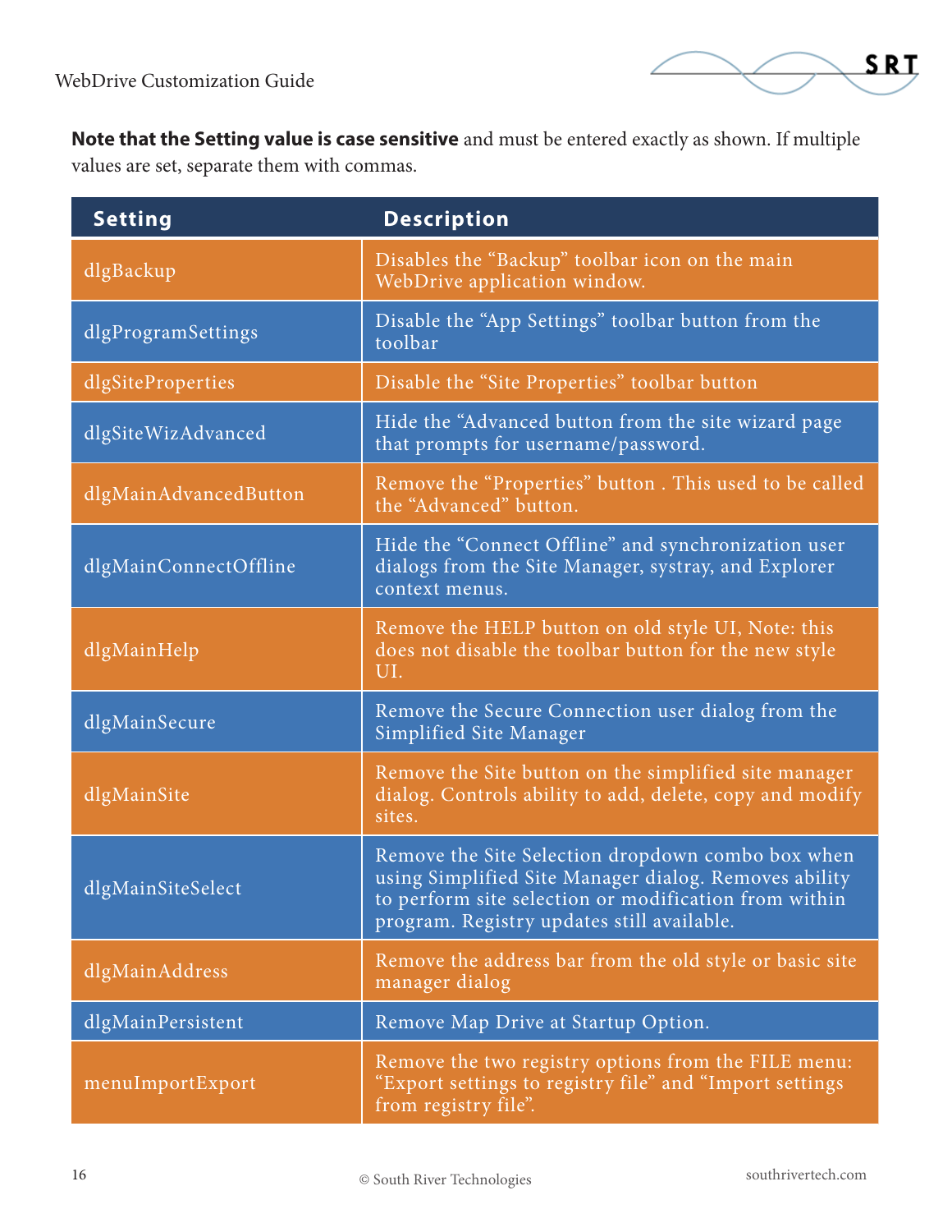**Note that the Setting value is case sensitive** and must be entered exactly as shown. If multiple values are set, separate them with commas.

| Setting | Description |
|---|---|
| dlgBackup | Disables the “Backup” toolbar icon on the main WebDrive application window. |
| dlgProgramSettings | Disable the “App Settings” toolbar button from the toolbar |
| dlgSiteProperties | Disable the “Site Properties” toolbar button |
| dlgSiteWizAdvanced | Hide the “Advanced button from the site wizard page that prompts for username/password. |
| dlgMainAdvancedButton | Remove the “Properties” button . This used to be called the “Advanced” button. |
| dlgMainConnectOffline | Hide the “Connect Offline” and synchronization user dialogs from the Site Manager, systray, and Explorer context menus. |
| dlgMainHelp | Remove the HELP button on old style UI, Note: this does not disable the toolbar button for the new style UI. |
| dlgMainSecure | Remove the Secure Connection user dialog from the Simplified Site Manager |
| dlgMainSite | Remove the Site button on the simplified site manager dialog. Controls ability to add, delete, copy and modify sites. |
| dlgMainSiteSelect | Remove the Site Selection dropdown combo box when using Simplified Site Manager dialog. Removes ability to perform site selection or modification from within program. Registry updates still available. |
| dlgMainAddress | Remove the address bar from the old style or basic site manager dialog |
| dlgMainPersistent | Remove Map Drive at Startup Option. |
| menuImportExport | Remove the two registry options from the FILE menu: “Export settings to registry file” and “Import settings from registry file”. |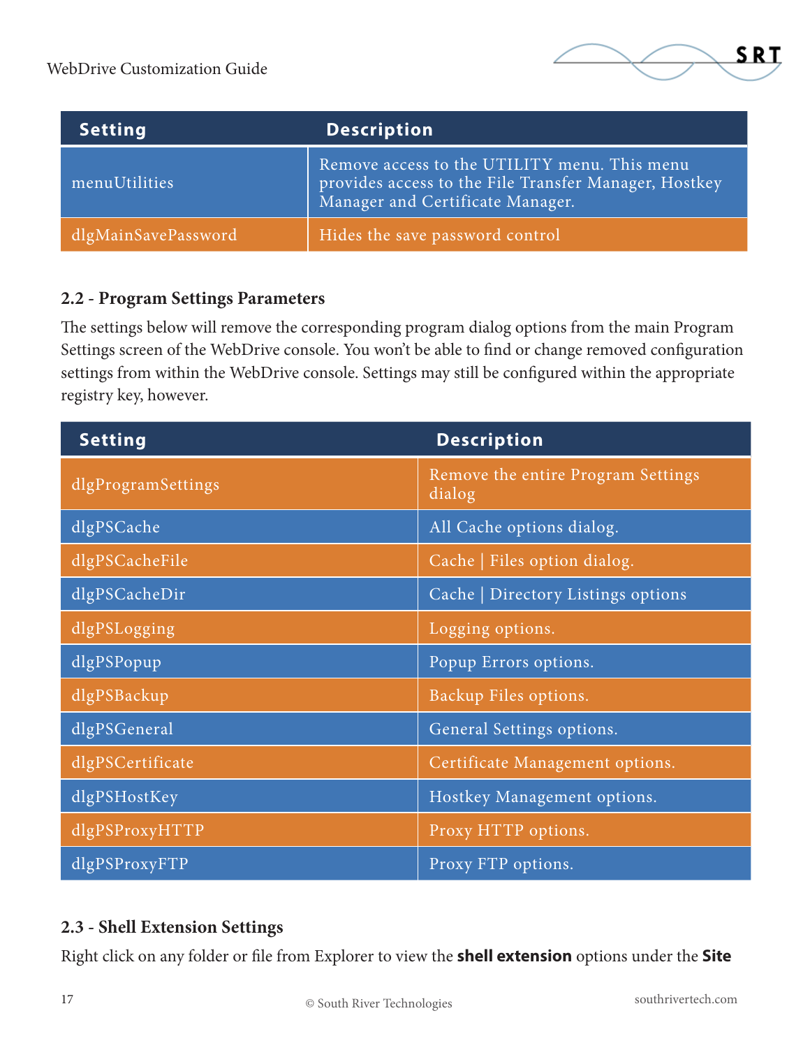| Setting | Description |
| --- | --- |
| menuUtilities | Remove access to the UTILITY menu. This menu provides access to the File Transfer Manager, Hostkey Manager and Certificate Manager. |
| dlgMainSavePassword | Hides the save password control |

### 2.2 - Program Settings Parameters

The settings below will remove the corresponding program dialog options from the main Program Settings screen of the WebDrive console. You won't be able to find or change removed configuration settings from within the WebDrive console. Settings may still be configured within the appropriate registry key, however.

| Setting | Description |
| --- | --- |
| dlgProgramSettings | Remove the entire Program Settings dialog |
| dlgPSCache | All Cache options dialog. |
| dlgPSCacheFile | Cache \| Files option dialog. |
| dlgPSCacheDir | Cache \| Directory Listings options |
| dlgPSLogging | Logging options. |
| dlgPSPopup | Popup Errors options. |
| dlgPSBackup | Backup Files options. |
| dlgPSGeneral | General Settings options. |
| dlgPSCertificate | Certificate Management options. |
| dlgPSHostKey | Hostkey Management options. |
| dlgPSProxyHTTP | Proxy HTTP options. |
| dlgPSProxyFTP | Proxy FTP options. |

### 2.3 - Shell Extension Settings

Right click on any folder or file from Explorer to view the **shell extension** options under the **Site**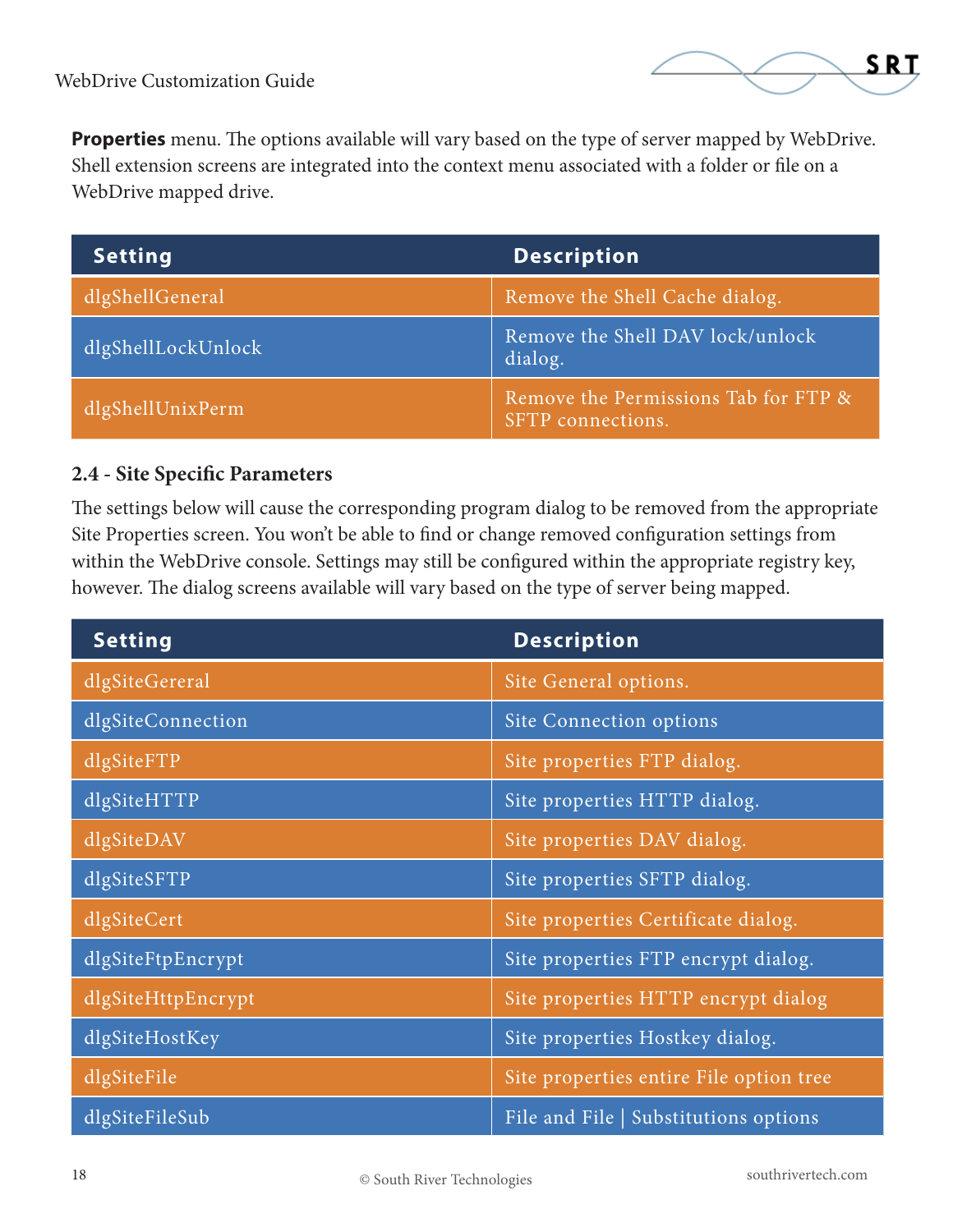**Properties** menu. The options available will vary based on the type of server mapped by WebDrive. Shell extension screens are integrated into the context menu associated with a folder or file on a WebDrive mapped drive.

| Setting | Description |
| --- | --- |
| dlgShellGeneral | Remove the Shell Cache dialog. |
| dlgShellLockUnlock | Remove the Shell DAV lock/unlock dialog. |
| dlgShellUnixPerm | Remove the Permissions Tab for FTP & SFTP connections. |

### 2.4 - Site Specific Parameters

The settings below will cause the corresponding program dialog to be removed from the appropriate Site Properties screen. You won't be able to find or change removed configuration settings from within the WebDrive console. Settings may still be configured within the appropriate registry key, however. The dialog screens available will vary based on the type of server being mapped.

| Setting | Description |
| --- | --- |
| dlgSiteGereral | Site General options. |
| dlgSiteConnection | Site Connection options |
| dlgSiteFTP | Site properties FTP dialog. |
| dlgSiteHTTP | Site properties HTTP dialog. |
| dlgSiteDAV | Site properties DAV dialog. |
| dlgSiteSFTP | Site properties SFTP dialog. |
| dlgSiteCert | Site properties Certificate dialog. |
| dlgSiteFtpEncrypt | Site properties FTP encrypt dialog. |
| dlgSiteHttpEncrypt | Site properties HTTP encrypt dialog |
| dlgSiteHostKey | Site properties Hostkey dialog. |
| dlgSiteFile | Site properties entire File option tree |
| dlgSiteFileSub | File and File \| Substitutions options |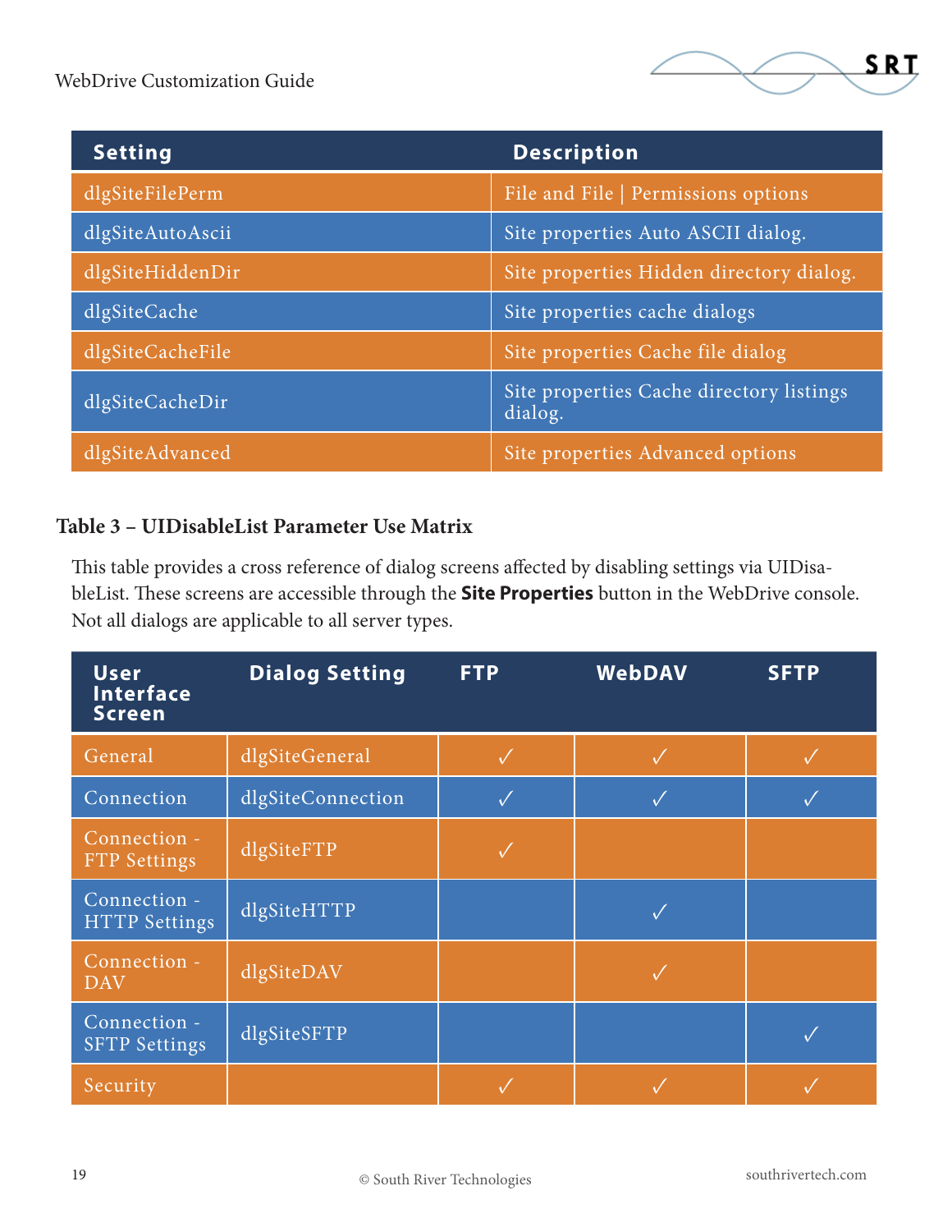| Setting | Description |
| --- | --- |
| dlgSiteFilePerm | File and File \| Permissions options |
| dlgSiteAutoAscii | Site properties Auto ASCII dialog. |
| dlgSiteHiddenDir | Site properties Hidden directory dialog. |
| dlgSiteCache | Site properties cache dialogs |
| dlgSiteCacheFile | Site properties Cache file dialog |
| dlgSiteCacheDir | Site properties Cache directory listings dialog. |
| dlgSiteAdvanced | Site properties Advanced options |

### Table 3 – UIDisableList Parameter Use Matrix

This table provides a cross reference of dialog screens affected by disabling settings via UIDisableList. These screens are accessible through the **Site Properties** button in the WebDrive console. Not all dialogs are applicable to all server types.

| User Interface Screen | Dialog Setting | FTP | WebDAV | SFTP |
| --- | --- | --- | --- | --- |
| General | dlgSiteGeneral | ✓ | ✓ | ✓ |
| Connection | dlgSiteConnection | ✓ | ✓ | ✓ |
| Connection - FTP Settings | dlgSiteFTP | ✓ | | |
| Connection - HTTP Settings | dlgSiteHTTP | | ✓ | |
| Connection - DAV | dlgSiteDAV | | ✓ | |
| Connection - SFTP Settings | dlgSiteSFTP | | | ✓ |
| Security | | ✓ | ✓ | ✓ |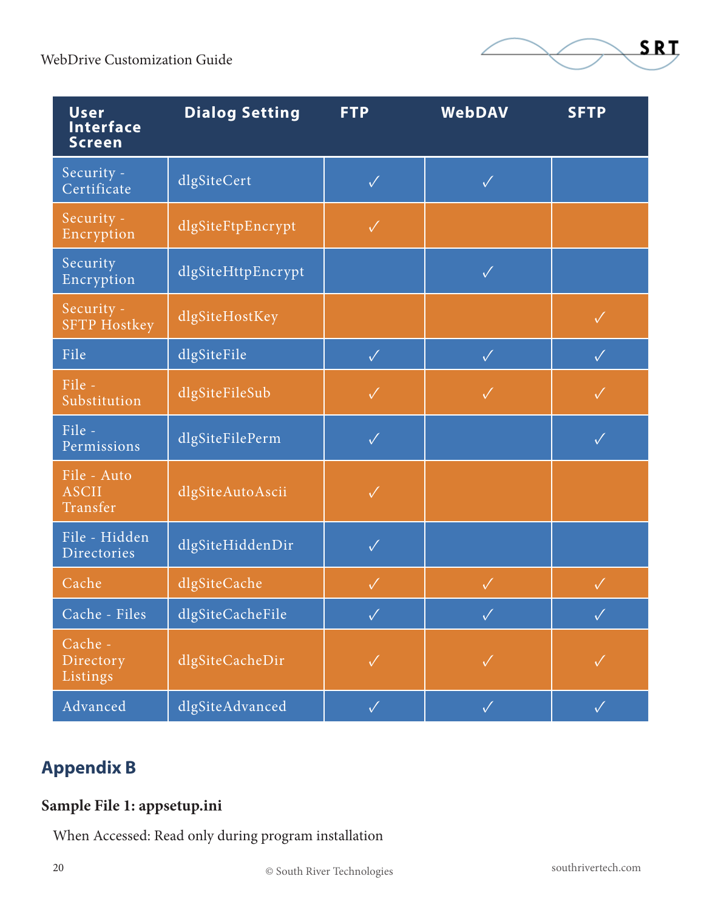| User Interface Screen | Dialog Setting | FTP | WebDAV | SFTP |
|---|---|---|---|---|
| Security - Certificate | dlgSiteCert | ✓ | ✓ | |
| Security - Encryption | dlgSiteFtpEncrypt | ✓ | | |
| Security Encryption | dlgSiteHttpEncrypt | | ✓ | |
| Security - SFTP Hostkey | dlgSiteHostKey | | | ✓ |
| File | dlgSiteFile | ✓ | ✓ | ✓ |
| File - Substitution | dlgSiteFileSub | ✓ | ✓ | ✓ |
| File - Permissions | dlgSiteFilePerm | ✓ | | ✓ |
| File - Auto ASCII Transfer | dlgSiteAutoAscii | ✓ | | |
| File - Hidden Directories | dlgSiteHiddenDir | ✓ | | |
| Cache | dlgSiteCache | ✓ | ✓ | ✓ |
| Cache - Files | dlgSiteCacheFile | ✓ | ✓ | ✓ |
| Cache - Directory Listings | dlgSiteCacheDir | ✓ | ✓ | ✓ |
| Advanced | dlgSiteAdvanced | ✓ | ✓ | ✓ |

## Appendix B

### Sample File 1: appsetup.ini

When Accessed: Read only during program installation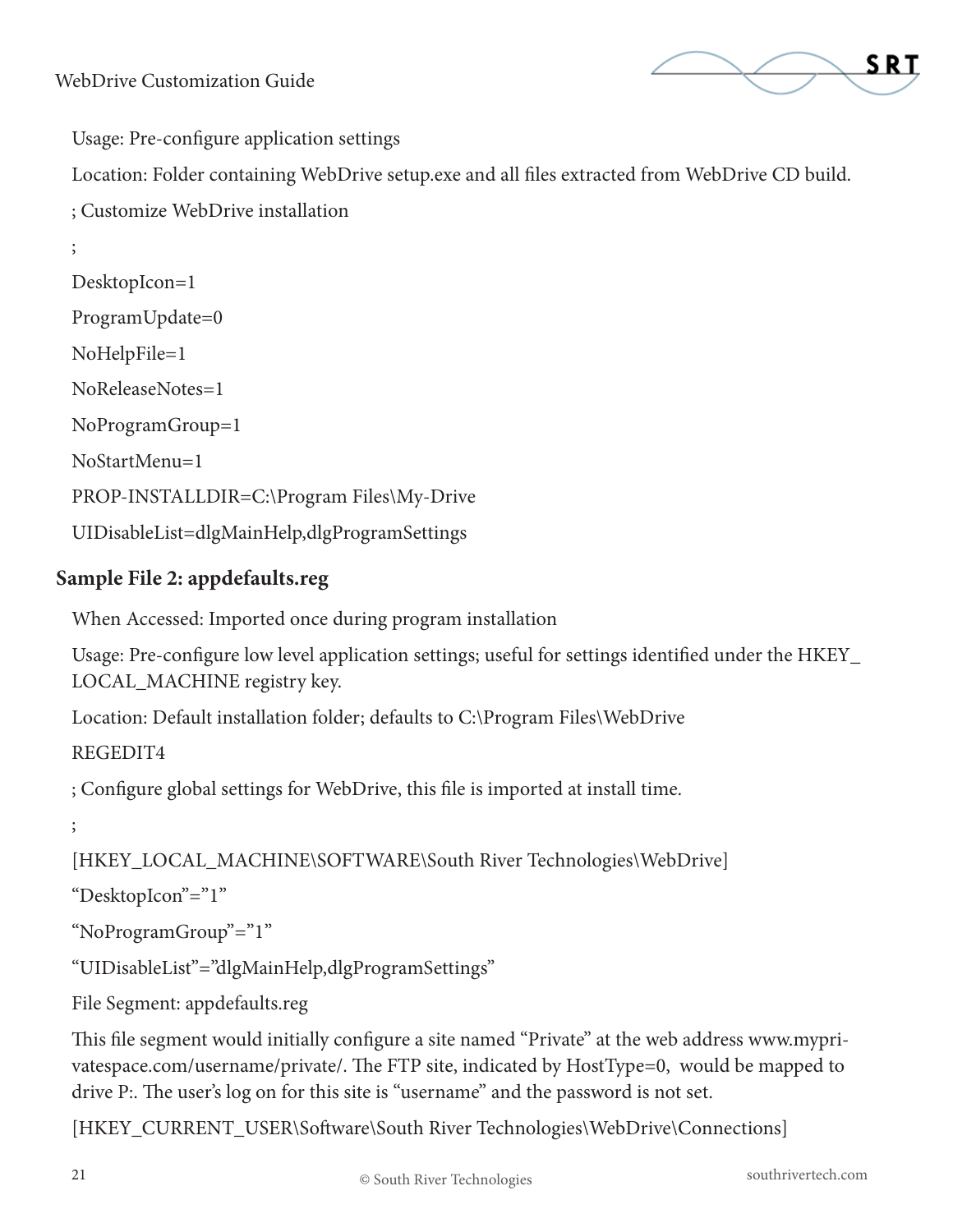Usage: Pre-configure application settings

Location: Folder containing WebDrive setup.exe and all files extracted from WebDrive CD build.

```
; Customize WebDrive installation
;
DesktopIcon=1
ProgramUpdate=0
NoHelpFile=1
NoReleaseNotes=1
NoProgramGroup=1
NoStartMenu=1
PROP-INSTALLDIR=C:\Program Files\My-Drive
UIDisableList=dlgMainHelp,dlgProgramSettings
```

### Sample File 2: appdefaults.reg

When Accessed: Imported once during program installation

Usage: Pre-configure low level application settings; useful for settings identified under the HKEY_LOCAL_MACHINE registry key.

Location: Default installation folder; defaults to C:\Program Files\WebDrive

```
REGEDIT4
; Configure global settings for WebDrive, this file is imported at install time.
;
[HKEY_LOCAL_MACHINE\SOFTWARE\South River Technologies\WebDrive]
"DesktopIcon"="1"
"NoProgramGroup"="1"
"UIDisableList"="dlgMainHelp,dlgProgramSettings"
```

File Segment: appdefaults.reg

This file segment would initially configure a site named "Private" at the web address www.myprivatespace.com/username/private/. The FTP site, indicated by HostType=0, would be mapped to drive P:. The user's log on for this site is "username" and the password is not set.

```
[HKEY_CURRENT_USER\Software\South River Technologies\WebDrive\Connections]
```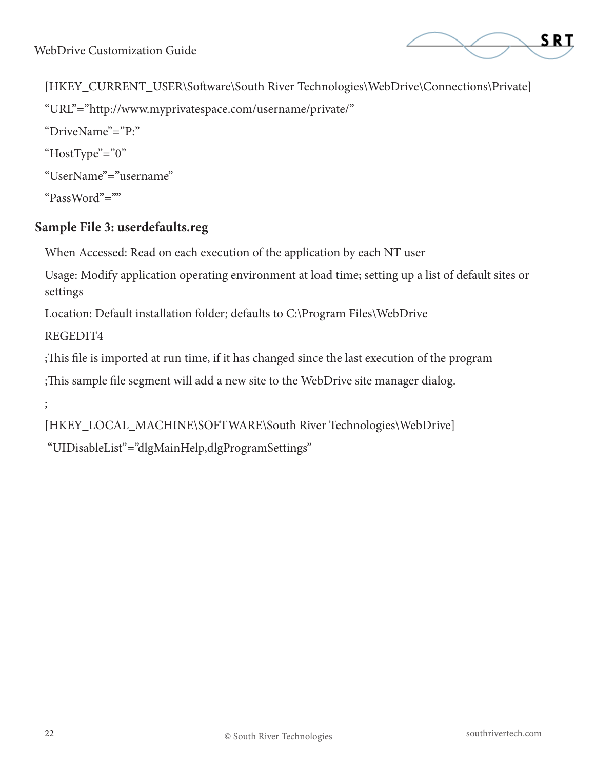[HKEY_CURRENT_USER\Software\South River Technologies\WebDrive\Connections\Private]

"URL"="http://www.myprivatespace.com/username/private/"

"DriveName"="P:"

"HostType"="0"

"UserName"="username"

"PassWord"=""

### Sample File 3: userdefaults.reg

When Accessed: Read on each execution of the application by each NT user

Usage: Modify application operating environment at load time; setting up a list of default sites or settings

Location: Default installation folder; defaults to C:\Program Files\WebDrive

REGEDIT4

;This file is imported at run time, if it has changed since the last execution of the program

;This sample file segment will add a new site to the WebDrive site manager dialog.

;

[HKEY_LOCAL_MACHINE\SOFTWARE\South River Technologies\WebDrive]

"UIDisableList"="dlgMainHelp,dlgProgramSettings"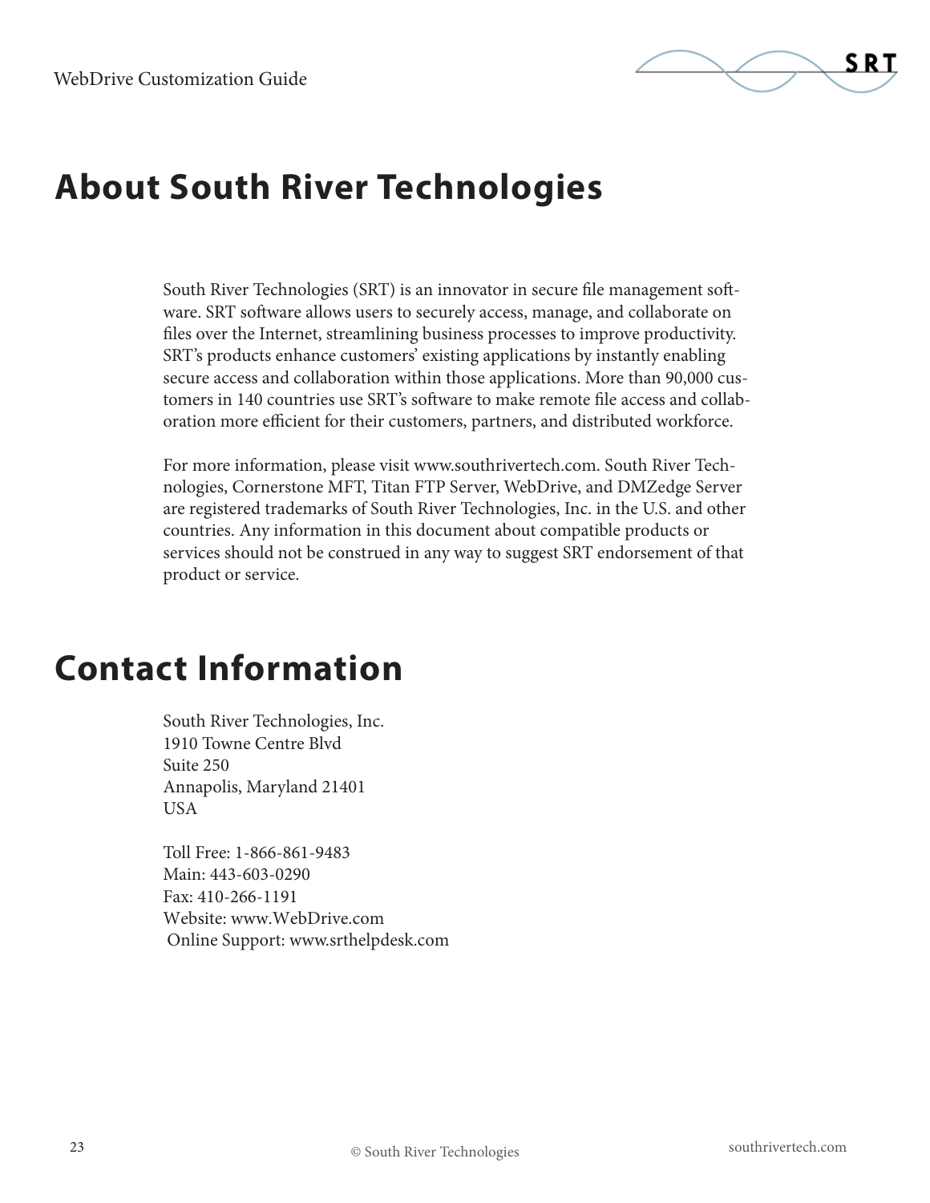# About South River Technologies

South River Technologies (SRT) is an innovator in secure file management software. SRT software allows users to securely access, manage, and collaborate on files over the Internet, streamlining business processes to improve productivity. SRT's products enhance customers' existing applications by instantly enabling secure access and collaboration within those applications. More than 90,000 customers in 140 countries use SRT's software to make remote file access and collaboration more efficient for their customers, partners, and distributed workforce.

For more information, please visit www.southrivertech.com. South River Technologies, Cornerstone MFT, Titan FTP Server, WebDrive, and DMZedge Server are registered trademarks of South River Technologies, Inc. in the U.S. and other countries. Any information in this document about compatible products or services should not be construed in any way to suggest SRT endorsement of that product or service.

# Contact Information

South River Technologies, Inc.
1910 Towne Centre Blvd
Suite 250
Annapolis, Maryland 21401
USA

Toll Free: 1-866-861-9483
Main: 443-603-0290
Fax: 410-266-1191
Website: www.WebDrive.com
Online Support: www.srthelpdesk.com